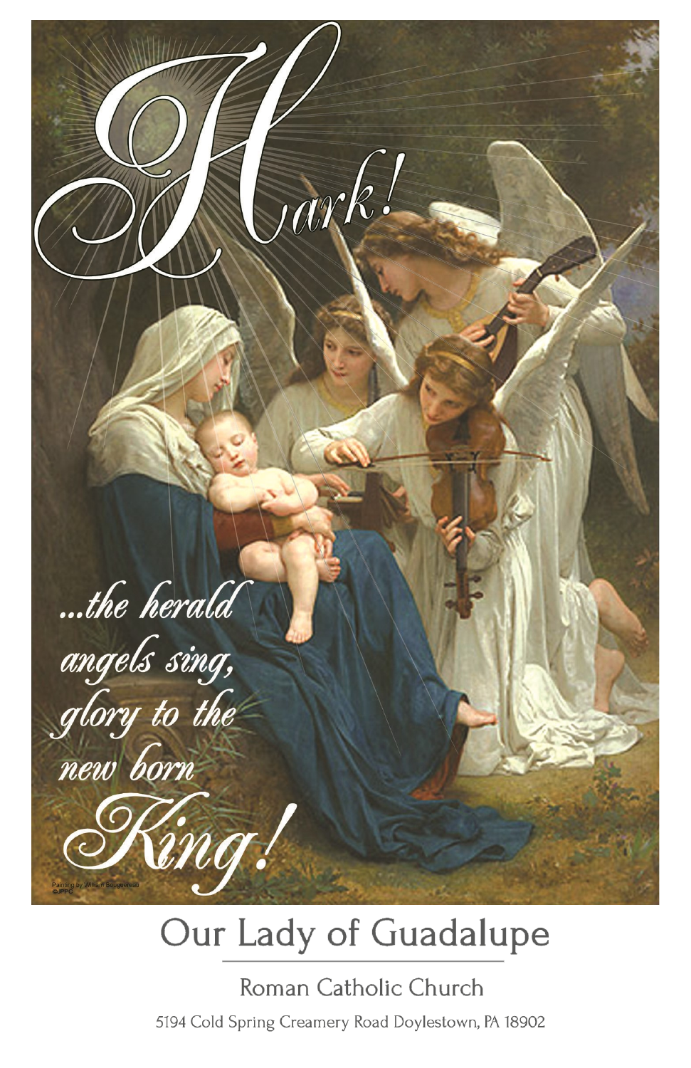# Hark!

...the herald angels sing, glory to the new born **King!**

Painting by William Bouguereau
©JPPC

## Our Lady of Guadalupe

Roman Catholic Church

5194 Cold Spring Creamery Road Doylestown, PA 18902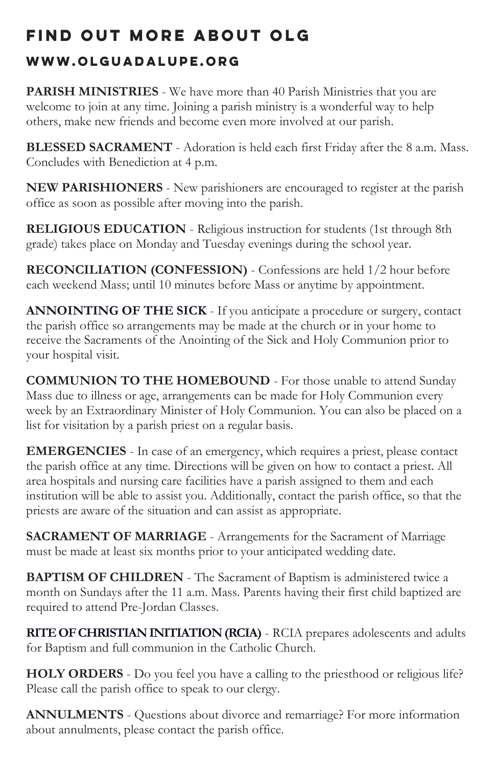# FIND OUT MORE ABOUT OLG

## WWW.OLGUADALUPE.ORG

**PARISH MINISTRIES** - We have more than 40 Parish Ministries that you are welcome to join at any time. Joining a parish ministry is a wonderful way to help others, make new friends and become even more involved at our parish.

**BLESSED SACRAMENT** - Adoration is held each first Friday after the 8 a.m. Mass. Concludes with Benediction at 4 p.m.

**NEW PARISHIONERS** - New parishioners are encouraged to register at the parish office as soon as possible after moving into the parish.

**RELIGIOUS EDUCATION** - Religious instruction for students (1st through 8th grade) takes place on Monday and Tuesday evenings during the school year.

**RECONCILIATION (CONFESSION)** - Confessions are held 1/2 hour before each weekend Mass; until 10 minutes before Mass or anytime by appointment.

**ANNOINTING OF THE SICK** - If you anticipate a procedure or surgery, contact the parish office so arrangements may be made at the church or in your home to receive the Sacraments of the Anointing of the Sick and Holy Communion prior to your hospital visit.

**COMMUNION TO THE HOMEBOUND** - For those unable to attend Sunday Mass due to illness or age, arrangements can be made for Holy Communion every week by an Extraordinary Minister of Holy Communion. You can also be placed on a list for visitation by a parish priest on a regular basis.

**EMERGENCIES** - In case of an emergency, which requires a priest, please contact the parish office at any time. Directions will be given on how to contact a priest. All area hospitals and nursing care facilities have a parish assigned to them and each institution will be able to assist you. Additionally, contact the parish office, so that the priests are aware of the situation and can assist as appropriate.

**SACRAMENT OF MARRIAGE** - Arrangements for the Sacrament of Marriage must be made at least six months prior to your anticipated wedding date.

**BAPTISM OF CHILDREN** - The Sacrament of Baptism is administered twice a month on Sundays after the 11 a.m. Mass. Parents having their first child baptized are required to attend Pre-Jordan Classes.

**RITE OF CHRISTIAN INITIATION (RCIA)** - RCIA prepares adolescents and adults for Baptism and full communion in the Catholic Church.

**HOLY ORDERS** - Do you feel you have a calling to the priesthood or religious life? Please call the parish office to speak to our clergy.

**ANNULMENTS** - Questions about divorce and remarriage? For more information about annulments, please contact the parish office.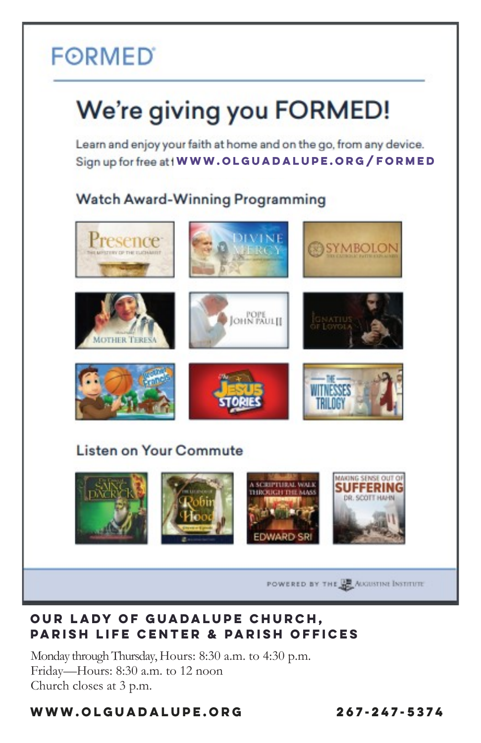# FORMED

## We're giving you FORMED!

Learn and enjoy your faith at home and on the go, from any device.
Sign up for free at WWW.OLGUADALUPE.ORG/FORMED

### Watch Award-Winning Programming

Presence – The Mystery of the Eucharist

Divine Mercy

Symbolon – The Catholic Faith Explained

Mother Teresa

Pope John Paul II

Ignatius of Loyola

Brother Francis

The Jesus Stories

The Witnesses Trilogy

### Listen on Your Commute

The Life of Saint Patrick

The Legend of Robin Hood

A Scriptural Walk Through the Mass – Edward Sri

Making Sense Out of Suffering – Dr. Scott Hahn

POWERED BY THE AUGUSTINE INSTITUTE

## OUR LADY OF GUADALUPE CHURCH, PARISH LIFE CENTER & PARISH OFFICES

Monday through Thursday, Hours: 8:30 a.m. to 4:30 p.m.
Friday—Hours: 8:30 a.m. to 12 noon
Church closes at 3 p.m.

**WWW.OLGUADALUPE.ORG** **267-247-5374**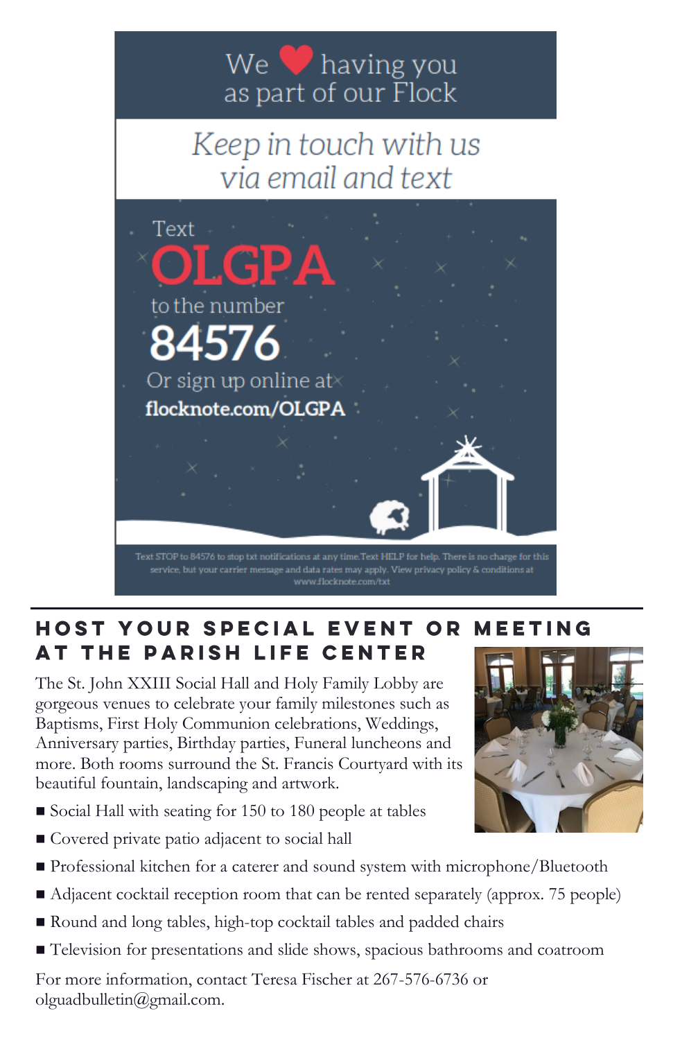We ❤ having you as part of our Flock

*Keep in touch with us via email and text*

Text **OLGPA** to the number **84576**

Or sign up online at **flocknote.com/OLGPA**

Text STOP to 84576 to stop txt notifications at any time. Text HELP for help. There is no charge for this service, but your carrier message and data rates may apply. View privacy policy & conditions at www.flocknote.com/txt

## HOST YOUR SPECIAL EVENT OR MEETING AT THE PARISH LIFE CENTER

The St. John XXIII Social Hall and Holy Family Lobby are gorgeous venues to celebrate your family milestones such as Baptisms, First Holy Communion celebrations, Weddings, Anniversary parties, Birthday parties, Funeral luncheons and more. Both rooms surround the St. Francis Courtyard with its beautiful fountain, landscaping and artwork.

- Social Hall with seating for 150 to 180 people at tables
- Covered private patio adjacent to social hall
- Professional kitchen for a caterer and sound system with microphone/Bluetooth
- Adjacent cocktail reception room that can be rented separately (approx. 75 people)
- Round and long tables, high-top cocktail tables and padded chairs
- Television for presentations and slide shows, spacious bathrooms and coatroom

For more information, contact Teresa Fischer at 267-576-6736 or olguadbulletin@gmail.com.